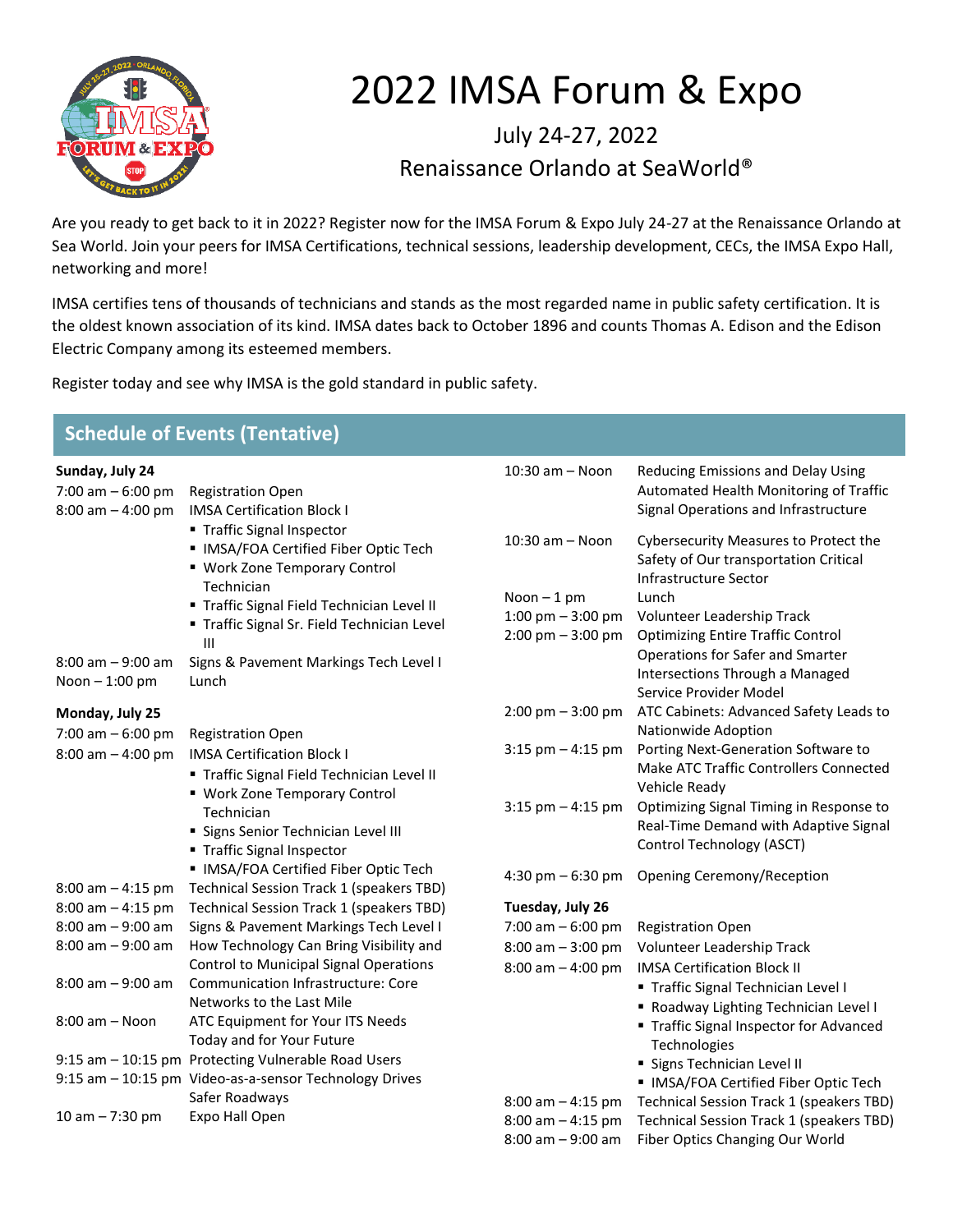# 2022 IMSA Forum & Expo

## July 24-27, 2022

## Renaissance Orlando at SeaWorld®

Are you ready to get back to it in 2022? Register now for the IMSA Forum & Expo July 24-27 at the Renaissance Orlando at Sea World. Join your peers for IMSA Certifications, technical sessions, leadership development, CECs, the IMSA Expo Hall, networking and more!

IMSA certifies tens of thousands of technicians and stands as the most regarded name in public safety certification. It is the oldest known association of its kind. IMSA dates back to October 1896 and counts Thomas A. Edison and the Edison Electric Company among its esteemed members.

Register today and see why IMSA is the gold standard in public safety.

## Schedule of Events (Tentative)

**Sunday, July 24**

| | |
|---|---|
| 7:00 am – 6:00 pm | Registration Open |
| 8:00 am – 4:00 pm | IMSA Certification Block I<br>▪ Traffic Signal Inspector<br>▪ IMSA/FOA Certified Fiber Optic Tech<br>▪ Work Zone Temporary Control Technician<br>▪ Traffic Signal Field Technician Level II<br>▪ Traffic Signal Sr. Field Technician Level III |
| 8:00 am – 9:00 am | Signs & Pavement Markings Tech Level I |
| Noon – 1:00 pm | Lunch |

**Monday, July 25**

| | |
|---|---|
| 7:00 am – 6:00 pm | Registration Open |
| 8:00 am – 4:00 pm | IMSA Certification Block I<br>▪ Traffic Signal Field Technician Level II<br>▪ Work Zone Temporary Control Technician<br>▪ Signs Senior Technician Level III<br>▪ Traffic Signal Inspector<br>▪ IMSA/FOA Certified Fiber Optic Tech |
| 8:00 am – 4:15 pm | Technical Session Track 1 (speakers TBD) |
| 8:00 am – 4:15 pm | Technical Session Track 1 (speakers TBD) |
| 8:00 am – 9:00 am | Signs & Pavement Markings Tech Level I |
| 8:00 am – 9:00 am | How Technology Can Bring Visibility and Control to Municipal Signal Operations |
| 8:00 am – 9:00 am | Communication Infrastructure: Core Networks to the Last Mile |
| 8:00 am – Noon | ATC Equipment for Your ITS Needs Today and for Your Future |
| 9:15 am – 10:15 pm | Protecting Vulnerable Road Users |
| 9:15 am – 10:15 pm | Video-as-a-sensor Technology Drives Safer Roadways |
| 10 am – 7:30 pm | Expo Hall Open |
| 10:30 am – Noon | Reducing Emissions and Delay Using Automated Health Monitoring of Traffic Signal Operations and Infrastructure |
| 10:30 am – Noon | Cybersecurity Measures to Protect the Safety of Our transportation Critical Infrastructure Sector |
| Noon – 1 pm | Lunch |
| 1:00 pm – 3:00 pm | Volunteer Leadership Track |
| 2:00 pm – 3:00 pm | Optimizing Entire Traffic Control Operations for Safer and Smarter Intersections Through a Managed Service Provider Model |
| 2:00 pm – 3:00 pm | ATC Cabinets: Advanced Safety Leads to Nationwide Adoption |
| 3:15 pm – 4:15 pm | Porting Next-Generation Software to Make ATC Traffic Controllers Connected Vehicle Ready |
| 3:15 pm – 4:15 pm | Optimizing Signal Timing in Response to Real-Time Demand with Adaptive Signal Control Technology (ASCT) |
| 4:30 pm – 6:30 pm | Opening Ceremony/Reception |

**Tuesday, July 26**

| | |
|---|---|
| 7:00 am – 6:00 pm | Registration Open |
| 8:00 am – 3:00 pm | Volunteer Leadership Track |
| 8:00 am – 4:00 pm | IMSA Certification Block II<br>▪ Traffic Signal Technician Level I<br>▪ Roadway Lighting Technician Level I<br>▪ Traffic Signal Inspector for Advanced Technologies<br>▪ Signs Technician Level II<br>▪ IMSA/FOA Certified Fiber Optic Tech |
| 8:00 am – 4:15 pm | Technical Session Track 1 (speakers TBD) |
| 8:00 am – 4:15 pm | Technical Session Track 1 (speakers TBD) |
| 8:00 am – 9:00 am | Fiber Optics Changing Our World |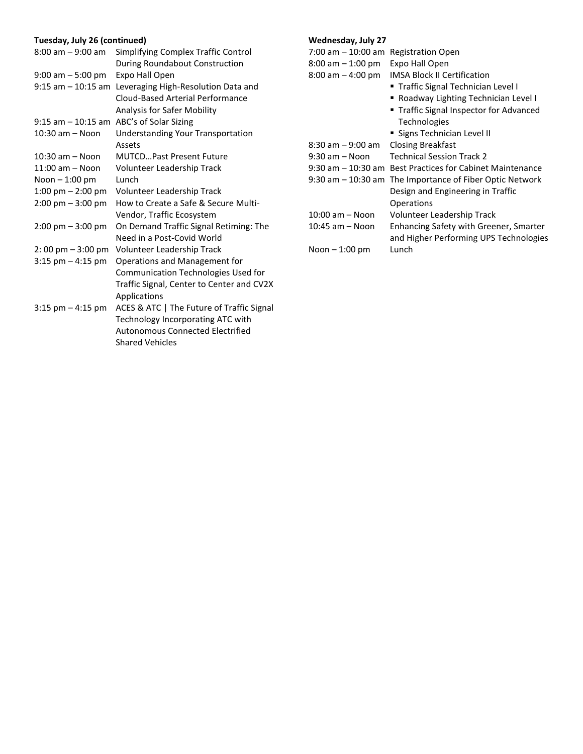**Tuesday, July 26 (continued)**

| | |
|---|---|
| 8:00 am – 9:00 am | Simplifying Complex Traffic Control During Roundabout Construction |
| 9:00 am – 5:00 pm | Expo Hall Open |
| 9:15 am – 10:15 am | Leveraging High-Resolution Data and Cloud-Based Arterial Performance Analysis for Safer Mobility |
| 9:15 am – 10:15 am | ABC's of Solar Sizing |
| 10:30 am – Noon | Understanding Your Transportation Assets |
| 10:30 am – Noon | MUTCD…Past Present Future |
| 11:00 am – Noon | Volunteer Leadership Track |
| Noon – 1:00 pm | Lunch |
| 1:00 pm – 2:00 pm | Volunteer Leadership Track |
| 2:00 pm – 3:00 pm | How to Create a Safe & Secure Multi-Vendor, Traffic Ecosystem |
| 2:00 pm – 3:00 pm | On Demand Traffic Signal Retiming: The Need in a Post-Covid World |
| 2: 00 pm – 3:00 pm | Volunteer Leadership Track |
| 3:15 pm – 4:15 pm | Operations and Management for Communication Technologies Used for Traffic Signal, Center to Center and CV2X Applications |
| 3:15 pm – 4:15 pm | ACES & ATC \| The Future of Traffic Signal Technology Incorporating ATC with Autonomous Connected Electrified Shared Vehicles |

**Wednesday, July 27**

| | |
|---|---|
| 7:00 am – 10:00 am | Registration Open |
| 8:00 am – 1:00 pm | Expo Hall Open |
| 8:00 am – 4:00 pm | IMSA Block II Certification<br>▪ Traffic Signal Technician Level I<br>▪ Roadway Lighting Technician Level I<br>▪ Traffic Signal Inspector for Advanced Technologies<br>▪ Signs Technician Level II |
| 8:30 am – 9:00 am | Closing Breakfast |
| 9:30 am – Noon | Technical Session Track 2 |
| 9:30 am – 10:30 am | Best Practices for Cabinet Maintenance |
| 9:30 am – 10:30 am | The Importance of Fiber Optic Network Design and Engineering in Traffic Operations |
| 10:00 am – Noon | Volunteer Leadership Track |
| 10:45 am – Noon | Enhancing Safety with Greener, Smarter and Higher Performing UPS Technologies |
| Noon – 1:00 pm | Lunch |